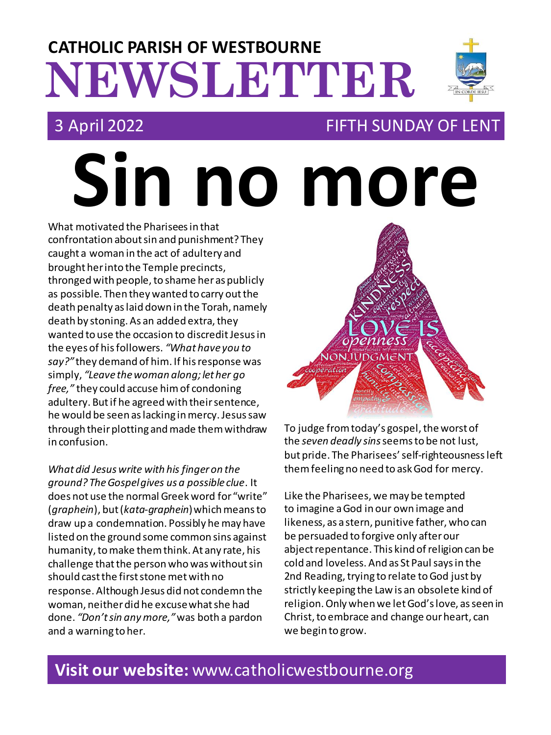# CATHOLIC PARISH OF WESTBOURNE NEWSLETTER

3 April 2022 — FIFTH SUNDAY OF LENT

# Sin no more

What motivated the Pharisees in that confrontation about sin and punishment? They caught a woman in the act of adultery and brought her into the Temple precincts, thronged with people, to shame her as publicly as possible. Then they wanted to carry out the death penalty as laid down in the Torah, namely death by stoning. As an added extra, they wanted to use the occasion to discredit Jesus in the eyes of his followers. *"What have you to say?"* they demand of him. If his response was simply, *"Leave the woman along; let her go free,"* they could accuse him of condoning adultery. But if he agreed with their sentence, he would be seen as lacking in mercy. Jesus saw through their plotting and made them withdraw in confusion.

*What did Jesus write with his finger on the ground? The Gospel gives us a possible clue*. It does not use the normal Greek word for "write" (*graphein*), but (*kata-graphein*) which means to draw up a condemnation. Possibly he may have listed on the ground some common sins against humanity, to make them think. At any rate, his challenge that the person who was without sin should cast the first stone met with no response. Although Jesus did not condemn the woman, neither did he excuse what she had done. *"Don't sin any more,"* was both a pardon and a warning to her.

To judge from today's gospel, the worst of the *seven deadly sins* seems to be not lust, but pride. The Pharisees' self-righteousness left them feeling no need to ask God for mercy.

Like the Pharisees, we may be tempted to imagine a God in our own image and likeness, as a stern, punitive father, who can be persuaded to forgive only after our abject repentance. This kind of religion can be cold and loveless. And as St Paul says in the 2nd Reading, trying to relate to God just by strictly keeping the Law is an obsolete kind of religion. Only when we let God's love, as seen in Christ, to embrace and change our heart, can we begin to grow.

**Visit our website:** www.catholicwestbourne.org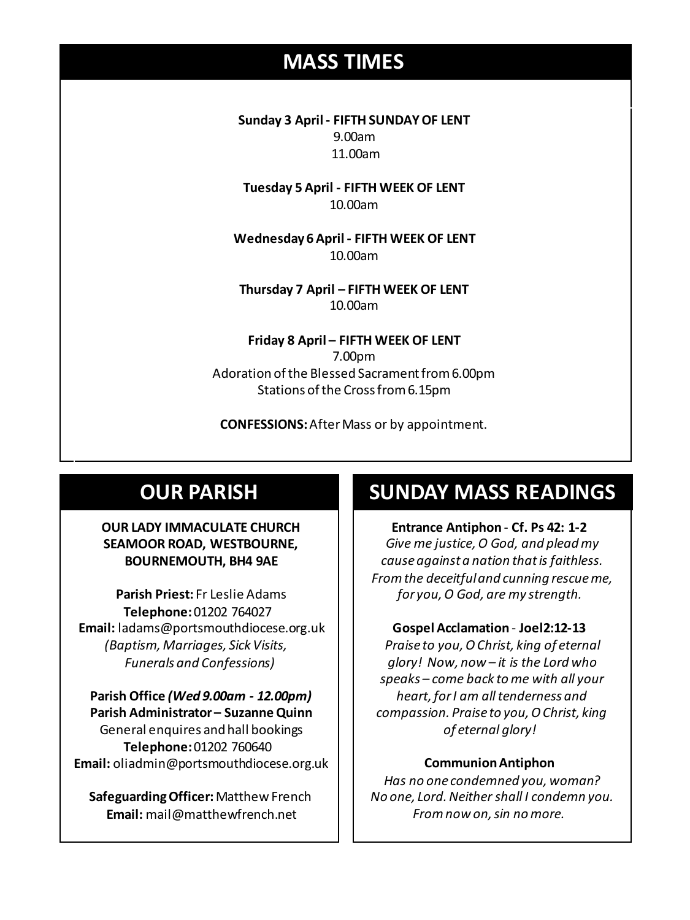## MASS TIMES

**Sunday 3 April - FIFTH SUNDAY OF LENT**
9.00am
11.00am

**Tuesday 5 April - FIFTH WEEK OF LENT**
10.00am

**Wednesday 6 April - FIFTH WEEK OF LENT**
10.00am

**Thursday 7 April – FIFTH WEEK OF LENT**
10.00am

**Friday 8 April – FIFTH WEEK OF LENT**
7.00pm
Adoration of the Blessed Sacrament from 6.00pm
Stations of the Cross from 6.15pm

**CONFESSIONS:** After Mass or by appointment.

## OUR PARISH

**OUR LADY IMMACULATE CHURCH**
**SEAMOOR ROAD, WESTBOURNE,**
**BOURNEMOUTH, BH4 9AE**

**Parish Priest:** Fr Leslie Adams
**Telephone:** 01202 764027
**Email:** ladams@portsmouthdiocese.org.uk
*(Baptism, Marriages, Sick Visits, Funerals and Confessions)*

**Parish Office *(Wed 9.00am - 12.00pm)***
**Parish Administrator – Suzanne Quinn**
General enquires and hall bookings
**Telephone:** 01202 760640
**Email:** oliadmin@portsmouthdiocese.org.uk

**Safeguarding Officer:** Matthew French
**Email:** mail@matthewfrench.net

## SUNDAY MASS READINGS

**Entrance Antiphon** - **Cf. Ps 42: 1-2**
*Give me justice, O God, and plead my cause against a nation that is faithless. From the deceitful and cunning rescue me, for you, O God, are my strength.*

**Gospel Acclamation** - **Joel2:12-13**
*Praise to you, O Christ, king of eternal glory! Now, now – it is the Lord who speaks – come back to me with all your heart, for I am all tenderness and compassion. Praise to you, O Christ, king of eternal glory!*

**Communion Antiphon**
*Has no one condemned you, woman? No one, Lord. Neither shall I condemn you. From now on, sin no more.*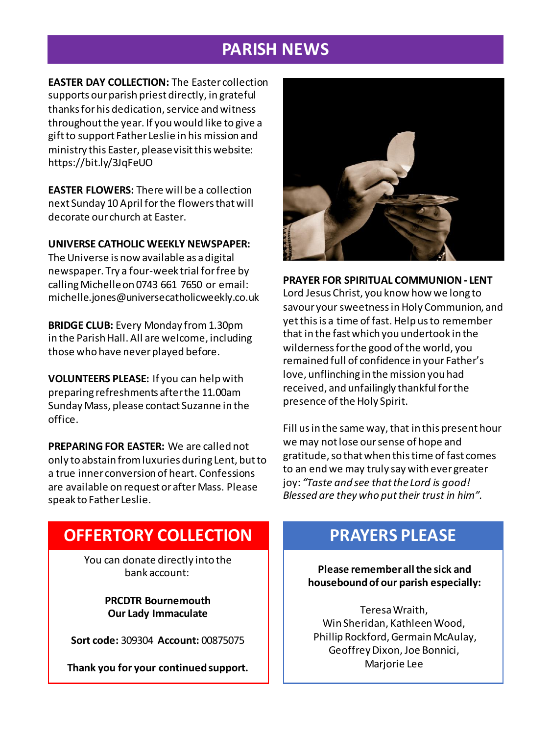# PARISH NEWS

**EASTER DAY COLLECTION:** The Easter collection supports our parish priest directly, in grateful thanks for his dedication, service and witness throughout the year. If you would like to give a gift to support Father Leslie in his mission and ministry this Easter, please visit this website: https://bit.ly/3JqFeUO

**EASTER FLOWERS:** There will be a collection next Sunday 10 April for the flowers that will decorate our church at Easter.

**UNIVERSE CATHOLIC WEEKLY NEWSPAPER:** The Universe is now available as a digital newspaper. Try a four-week trial for free by calling Michelle on 0743 661 7650 or email: michelle.jones@universecatholicweekly.co.uk

**BRIDGE CLUB:** Every Monday from 1.30pm in the Parish Hall. All are welcome, including those who have never played before.

**VOLUNTEERS PLEASE:** If you can help with preparing refreshments after the 11.00am Sunday Mass, please contact Suzanne in the office.

**PREPARING FOR EASTER:** We are called not only to abstain from luxuries during Lent, but to a true inner conversion of heart. Confessions are available on request or after Mass. Please speak to Father Leslie.

**PRAYER FOR SPIRITUAL COMMUNION - LENT**
Lord Jesus Christ, you know how we long to savour your sweetness in Holy Communion, and yet this is a time of fast. Help us to remember that in the fast which you undertook in the wilderness for the good of the world, you remained full of confidence in your Father's love, unflinching in the mission you had received, and unfailingly thankful for the presence of the Holy Spirit.

Fill us in the same way, that in this present hour we may not lose our sense of hope and gratitude, so that when this time of fast comes to an end we may truly say with ever greater joy: *"Taste and see that the Lord is good! Blessed are they who put their trust in him".*

## OFFERTORY COLLECTION

You can donate directly into the bank account:

**PRCDTR Bournemouth**
**Our Lady Immaculate**

**Sort code:** 309304 **Account:** 00875075

**Thank you for your continued support.**

## PRAYERS PLEASE

**Please remember all the sick and housebound of our parish especially:**

Teresa Wraith,
Win Sheridan, Kathleen Wood,
Phillip Rockford, Germain McAulay,
Geoffrey Dixon, Joe Bonnici,
Marjorie Lee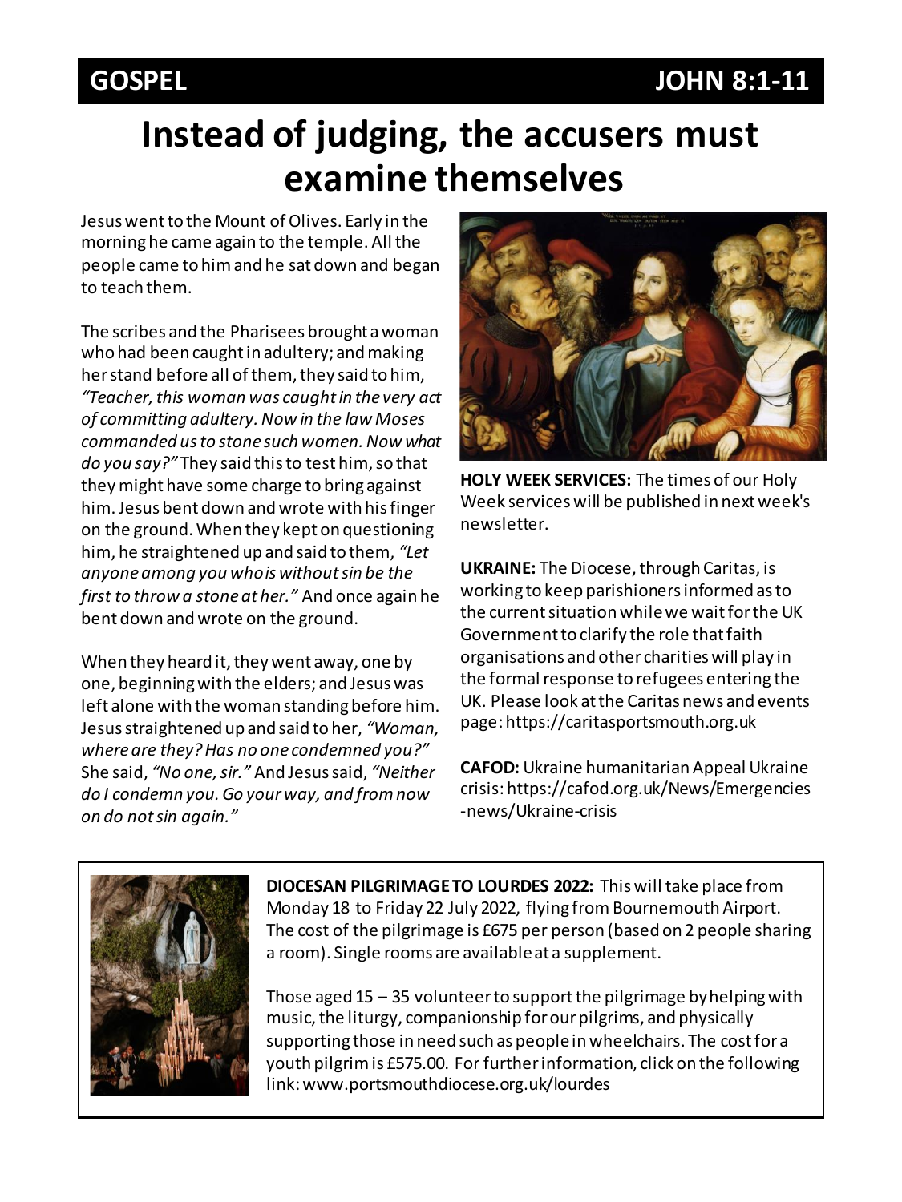## GOSPEL JOHN 8:1-11

# Instead of judging, the accusers must examine themselves

Jesus went to the Mount of Olives. Early in the morning he came again to the temple. All the people came to him and he sat down and began to teach them.

The scribes and the Pharisees brought a woman who had been caught in adultery; and making her stand before all of them, they said to him, *"Teacher, this woman was caught in the very act of committing adultery. Now in the law Moses commanded us to stone such women. Now what do you say?"* They said this to test him, so that they might have some charge to bring against him. Jesus bent down and wrote with his finger on the ground. When they kept on questioning him, he straightened up and said to them, *"Let anyone among you who is without sin be the first to throw a stone at her."* And once again he bent down and wrote on the ground.

When they heard it, they went away, one by one, beginning with the elders; and Jesus was left alone with the woman standing before him. Jesus straightened up and said to her, *"Woman, where are they? Has no one condemned you?"* She said, *"No one, sir."* And Jesus said, *"Neither do I condemn you. Go your way, and from now on do not sin again."*

**HOLY WEEK SERVICES:** The times of our Holy Week services will be published in next week's newsletter.

**UKRAINE:** The Diocese, through Caritas, is working to keep parishioners informed as to the current situation while we wait for the UK Government to clarify the role that faith organisations and other charities will play in the formal response to refugees entering the UK. Please look at the Caritas news and events page: https://caritasportsmouth.org.uk

**CAFOD:** Ukraine humanitarian Appeal Ukraine crisis: https://cafod.org.uk/News/Emergencies-news/Ukraine-crisis

**DIOCESAN PILGRIMAGE TO LOURDES 2022:** This will take place from Monday 18 to Friday 22 July 2022, flying from Bournemouth Airport. The cost of the pilgrimage is £675 per person (based on 2 people sharing a room). Single rooms are available at a supplement.

Those aged 15 – 35 volunteer to support the pilgrimage by helping with music, the liturgy, companionship for our pilgrims, and physically supporting those in need such as people in wheelchairs. The cost for a youth pilgrim is £575.00. For further information, click on the following link: www.portsmouthdiocese.org.uk/lourdes